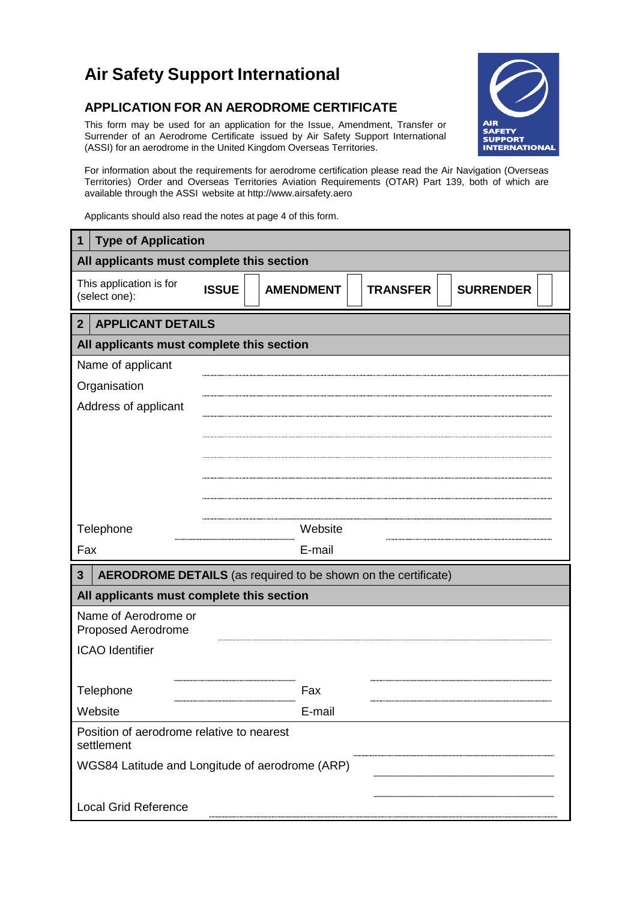# Air Safety Support International

## APPLICATION FOR AN AERODROME CERTIFICATE

This form may be used for an application for the Issue, Amendment, Transfer or Surrender of an Aerodrome Certificate issued by Air Safety Support International (ASSI) for an aerodrome in the United Kingdom Overseas Territories.

For information about the requirements for aerodrome certification please read the Air Navigation (Overseas Territories) Order and Overseas Territories Aviation Requirements (OTAR) Part 139, both of which are available through the ASSI website at http://www.airsafety.aero

Applicants should also read the notes at page 4 of this form.

### 1 Type of Application

**All applicants must complete this section**

This application is for (select one): **ISSUE** ☐ **AMENDMENT** ☐ **TRANSFER** ☐ **SURRENDER** ☐

### 2 APPLICANT DETAILS

**All applicants must complete this section**

Name of applicant ..........................................

Organisation ..........................................

Address of applicant ..........................................

..........................................

..........................................

..........................................

..........................................

..........................................

Telephone .................... Website ....................

Fax .................... E-mail ....................

### 3 AERODROME DETAILS (as required to be shown on the certificate)

**All applicants must complete this section**

Name of Aerodrome or Proposed Aerodrome ..........................................

ICAO Identifier ..........................................

Telephone .................... Fax ....................

Website .................... E-mail ....................

Position of aerodrome relative to nearest settlement ..........................................

WGS84 Latitude and Longitude of aerodrome (ARP) ..........................................

..........................................

Local Grid Reference ..........................................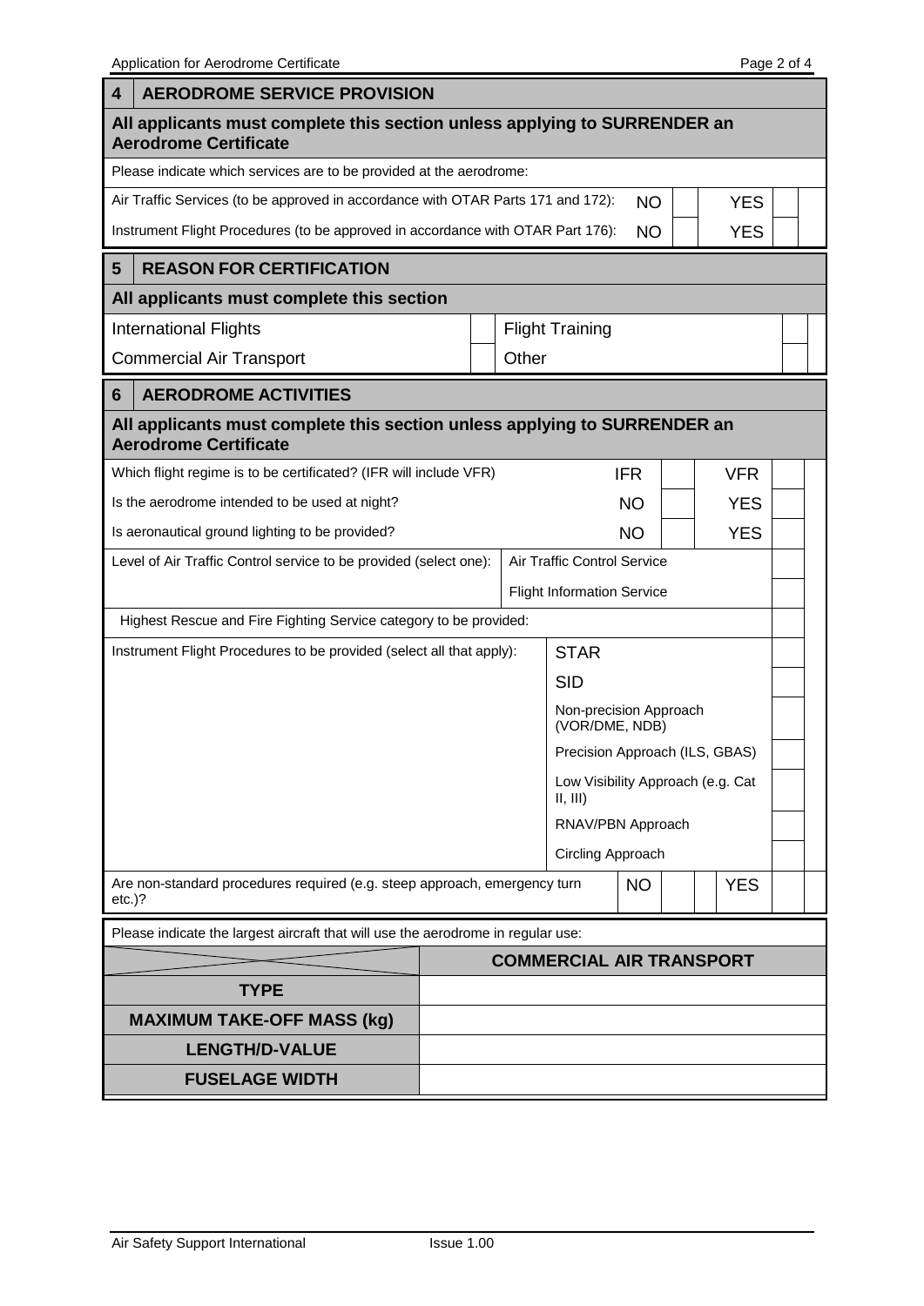## 4 AERODROME SERVICE PROVISION

**All applicants must complete this section unless applying to SURRENDER an Aerodrome Certificate**

Please indicate which services are to be provided at the aerodrome:

| | | | | |
|---|---|---|---|---|
| Air Traffic Services (to be approved in accordance with OTAR Parts 171 and 172): | NO | | YES | |
| Instrument Flight Procedures (to be approved in accordance with OTAR Part 176): | NO | | YES | |

## 5 REASON FOR CERTIFICATION

**All applicants must complete this section**

| | | | |
|---|---|---|---|
| International Flights | | Flight Training | |
| Commercial Air Transport | | Other | |

## 6 AERODROME ACTIVITIES

**All applicants must complete this section unless applying to SURRENDER an Aerodrome Certificate**

| | | | | |
|---|---|---|---|---|
| Which flight regime is to be certificated? (IFR will include VFR) | IFR | | VFR | |
| Is the aerodrome intended to be used at night? | NO | | YES | |
| Is aeronautical ground lighting to be provided? | NO | | YES | |

| | | |
|---|---|---|
| Level of Air Traffic Control service to be provided (select one): | Air Traffic Control Service | |
| | Flight Information Service | |
| Highest Rescue and Fire Fighting Service category to be provided: | | |
| Instrument Flight Procedures to be provided (select all that apply): | STAR | |
| | SID | |
| | Non-precision Approach (VOR/DME, NDB) | |
| | Precision Approach (ILS, GBAS) | |
| | Low Visibility Approach (e.g. Cat II, III) | |
| | RNAV/PBN Approach | |
| | Circling Approach | |

| | | | | |
|---|---|---|---|---|
| Are non-standard procedures required (e.g. steep approach, emergency turn etc.)? | NO | | YES | |

Please indicate the largest aircraft that will use the aerodrome in regular use:

| | COMMERCIAL AIR TRANSPORT |
|---|---|
| **TYPE** | |
| **MAXIMUM TAKE-OFF MASS (kg)** | |
| **LENGTH/D-VALUE** | |
| **FUSELAGE WIDTH** | |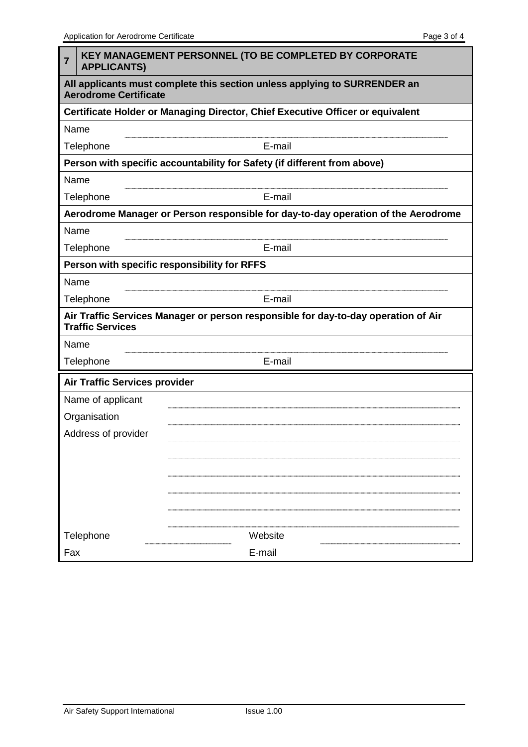## 7 KEY MANAGEMENT PERSONNEL (TO BE COMPLETED BY CORPORATE APPLICANTS)

**All applicants must complete this section unless applying to SURRENDER an Aerodrome Certificate**

**Certificate Holder or Managing Director, Chief Executive Officer or equivalent**

| | | | |
|---|---|---|---|
| Name | | | |
| Telephone | | E-mail | |

**Person with specific accountability for Safety (if different from above)**

| | | | |
|---|---|---|---|
| Name | | | |
| Telephone | | E-mail | |

**Aerodrome Manager or Person responsible for day-to-day operation of the Aerodrome**

| | | | |
|---|---|---|---|
| Name | | | |
| Telephone | | E-mail | |

**Person with specific responsibility for RFFS**

| | | | |
|---|---|---|---|
| Name | | | |
| Telephone | | E-mail | |

**Air Traffic Services Manager or person responsible for day-to-day operation of Air Traffic Services**

| | | | |
|---|---|---|---|
| Name | | | |
| Telephone | | E-mail | |

**Air Traffic Services provider**

| | | | |
|---|---|---|---|
| Name of applicant | | | |
| Organisation | | | |
| Address of provider | | | |
| | | | |
| | | | |
| | | | |
| | | | |
| | | | |
| Telephone | | Website | |
| Fax | | E-mail | |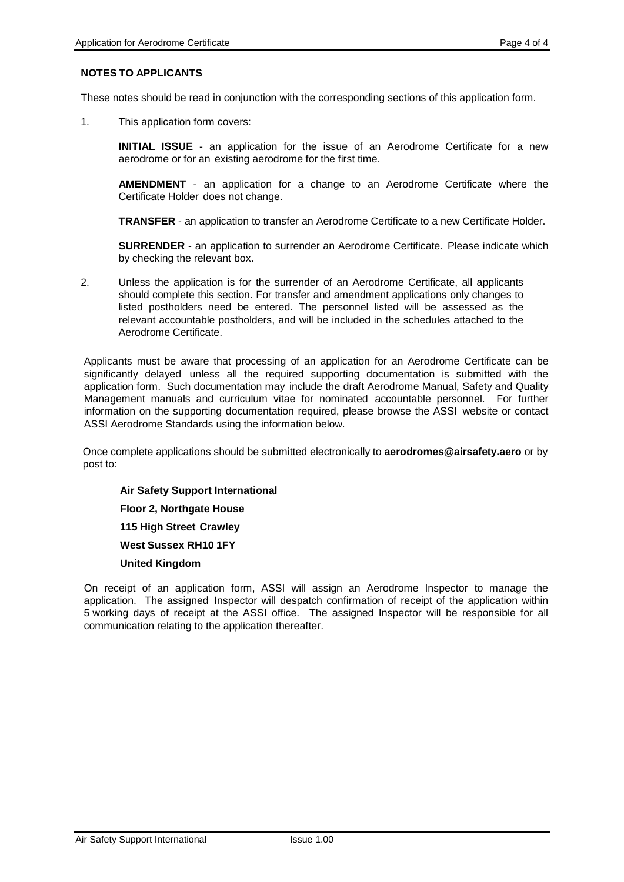## NOTES TO APPLICANTS

These notes should be read in conjunction with the corresponding sections of this application form.

1. This application form covers:

   **INITIAL ISSUE** - an application for the issue of an Aerodrome Certificate for a new aerodrome or for an existing aerodrome for the first time.

   **AMENDMENT** - an application for a change to an Aerodrome Certificate where the Certificate Holder does not change.

   **TRANSFER** - an application to transfer an Aerodrome Certificate to a new Certificate Holder.

   **SURRENDER** - an application to surrender an Aerodrome Certificate. Please indicate which by checking the relevant box.

2. Unless the application is for the surrender of an Aerodrome Certificate, all applicants should complete this section. For transfer and amendment applications only changes to listed postholders need be entered. The personnel listed will be assessed as the relevant accountable postholders, and will be included in the schedules attached to the Aerodrome Certificate.

Applicants must be aware that processing of an application for an Aerodrome Certificate can be significantly delayed unless all the required supporting documentation is submitted with the application form. Such documentation may include the draft Aerodrome Manual, Safety and Quality Management manuals and curriculum vitae for nominated accountable personnel. For further information on the supporting documentation required, please browse the ASSI website or contact ASSI Aerodrome Standards using the information below.

Once complete applications should be submitted electronically to **aerodromes@airsafety.aero** or by post to:

**Air Safety Support International**
**Floor 2, Northgate House**
**115 High Street Crawley**
**West Sussex RH10 1FY**
**United Kingdom**

On receipt of an application form, ASSI will assign an Aerodrome Inspector to manage the application. The assigned Inspector will despatch confirmation of receipt of the application within 5 working days of receipt at the ASSI office. The assigned Inspector will be responsible for all communication relating to the application thereafter.